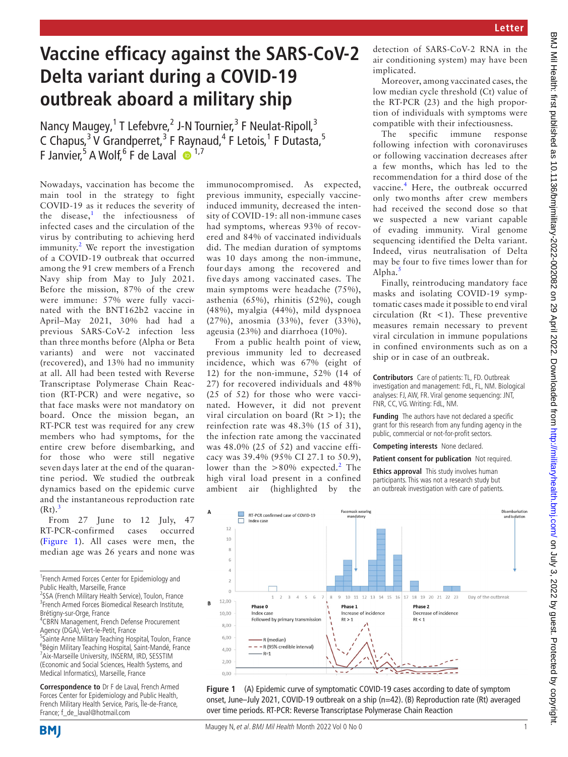Letter

# Vaccine efficacy against the SARS-CoV-2 Delta variant during a COVID-19 outbreak aboard a military ship

Nancy Maugey,[1] T Lefebvre,[2] J-N Tournier,[3] F Neulat-Ripoll,[3] C Chapus,[3] V Grandperret,[3] F Raynaud,[4] F Letois,[1] F Dutasta,[5] F Janvier,[5] A Wolf,[6] F de Laval [1,7]

Nowadays, vaccination has become the main tool in the strategy to fight COVID-19 as it reduces the severity of the disease,[1] the infectiousness of infected cases and the circulation of the virus by contributing to achieving herd immunity.[2] We report the investigation of a COVID-19 outbreak that occurred among the 91 crew members of a French Navy ship from May to July 2021. Before the mission, 87% of the crew were immune: 57% were fully vaccinated with the BNT162b2 vaccine in April–May 2021, 30% had had a previous SARS-CoV-2 infection less than three months before (Alpha or Beta variants) and were not vaccinated (recovered), and 13% had no immunity at all. All had been tested with Reverse Transcriptase Polymerase Chain Reaction (RT-PCR) and were negative, so that face masks were not mandatory on board. Once the mission began, an RT-PCR test was required for any crew members who had symptoms, for the entire crew before disembarking, and for those who were still negative seven days later at the end of the quarantine period. We studied the outbreak dynamics based on the epidemic curve and the instantaneous reproduction rate (Rt).[3]

From 27 June to 12 July, 47 RT-PCR-confirmed cases occurred (Figure 1). All cases were men, the median age was 26 years and none was immunocompromised. As expected, previous immunity, especially vaccine-induced immunity, decreased the intensity of COVID-19: all non-immune cases had symptoms, whereas 93% of recovered and 84% of vaccinated individuals did. The median duration of symptoms was 10 days among the non-immune, four days among the recovered and five days among vaccinated cases. The main symptoms were headache (75%), asthenia (65%), rhinitis (52%), cough (48%), myalgia (44%), mild dyspnoea (27%), anosmia (33%), fever (33%), ageusia (23%) and diarrhoea (10%).

From a public health point of view, previous immunity led to decreased incidence, which was 67% (eight of 12) for the non-immune, 52% (14 of 27) for recovered individuals and 48% (25 of 52) for those who were vaccinated. However, it did not prevent viral circulation on board (Rt >1); the reinfection rate was 48.3% (15 of 31), the infection rate among the vaccinated was 48.0% (25 of 52) and vaccine efficacy was 39.4% (95% CI 27.1 to 50.9), lower than the >80% expected.[2] The high viral load present in a confined ambient air (highlighted by the detection of SARS-CoV-2 RNA in the air conditioning system) may have been implicated.

Moreover, among vaccinated cases, the low median cycle threshold (Ct) value of the RT-PCR (23) and the high proportion of individuals with symptoms were compatible with their infectiousness.

The specific immune response following infection with coronaviruses or following vaccination decreases after a few months, which has led to the recommendation for a third dose of the vaccine.[4] Here, the outbreak occurred only two months after crew members had received the second dose so that we suspected a new variant capable of evading immunity. Viral genome sequencing identified the Delta variant. Indeed, virus neutralisation of Delta may be four to five times lower than for Alpha.[5]

Finally, reintroducing mandatory face masks and isolating COVID-19 symptomatic cases made it possible to end viral circulation (Rt <1). These preventive measures remain necessary to prevent viral circulation in immune populations in confined environments such as on a ship or in case of an outbreak.

**Contributors** Care of patients: TL, FD. Outbreak investigation and management: FdL, FL, NM. Biological analyses: FJ, AW, FR. Viral genome sequencing: JNT, FNR, CC, VG. Writing: FdL, NM.

**Funding** The authors have not declared a specific grant for this research from any funding agency in the public, commercial or not-for-profit sectors.

**Competing interests** None declared.

**Patient consent for publication** Not required.

**Ethics approval** This study involves human participants. This was not a research study but an outbreak investigation with care of patients.

Figure 1 (A) Epidemic curve of symptomatic COVID-19 cases according to date of symptom onset, June–July 2021, COVID-19 outbreak on a ship (n=42). (B) Reproduction rate (Rt) averaged over time periods. RT-PCR: Reverse Transcriptase Polymerase Chain Reaction

[1]French Armed Forces Center for Epidemiology and Public Health, Marseille, France
[2]SSA (French Military Health Service), Toulon, France
[3]French Armed Forces Biomedical Research Institute, Brétigny-sur-Orge, France
[4]CBRN Management, French Defense Procurement Agency (DGA), Vert-le-Petit, France
[5]Sainte Anne Military Teaching Hospital, Toulon, France
[6]Bégin Military Teaching Hospital, Saint-Mandé, France
[7]Aix-Marseille University, INSERM, IRD, SESSTIM (Economic and Social Sciences, Health Systems, and Medical Informatics), Marseille, France

**Correspondence to** Dr F de Laval, French Armed Forces Center for Epidemiology and Public Health, French Military Health Service, Paris, Île-de-France, France; f_de_laval@hotmail.com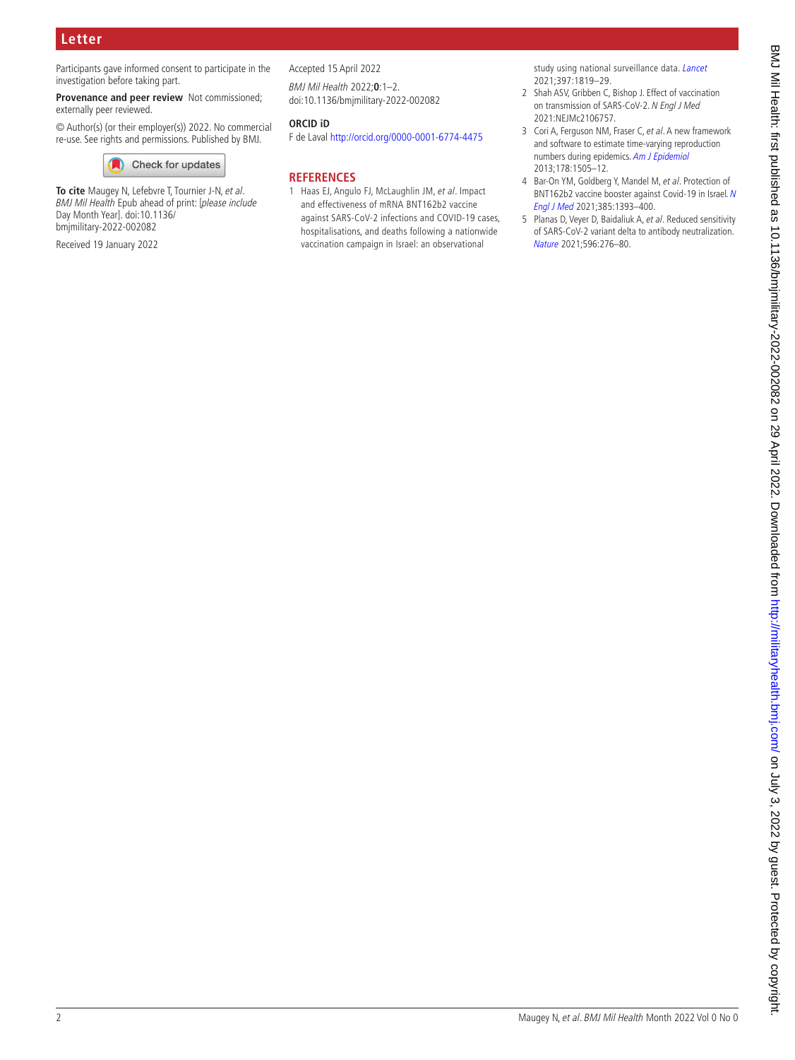Participants gave informed consent to participate in the investigation before taking part.

**Provenance and peer review** Not commissioned; externally peer reviewed.

© Author(s) (or their employer(s)) 2022. No commercial re-use. See rights and permissions. Published by BMJ.

**To cite** Maugey N, Lefebvre T, Tournier J-N, *et al*. *BMJ Mil Health* Epub ahead of print: [*please include* Day Month Year]. doi:10.1136/bmjmilitary-2022-002082

Received 19 January 2022

Accepted 15 April 2022

*BMJ Mil Health* 2022;**0**:1–2.
doi:10.1136/bmjmilitary-2022-002082

**ORCID iD**

F de Laval http://orcid.org/0000-0001-6774-4475

## REFERENCES

1. Haas EJ, Angulo FJ, McLaughlin JM, *et al*. Impact and effectiveness of mRNA BNT162b2 vaccine against SARS-CoV-2 infections and COVID-19 cases, hospitalisations, and deaths following a nationwide vaccination campaign in Israel: an observational study using national surveillance data. *Lancet* 2021;397:1819–29.
2. Shah ASV, Gribben C, Bishop J. Effect of vaccination on transmission of SARS-CoV-2. *N Engl J Med* 2021:NEJMc2106757.
3. Cori A, Ferguson NM, Fraser C, *et al*. A new framework and software to estimate time-varying reproduction numbers during epidemics. *Am J Epidemiol* 2013;178:1505–12.
4. Bar-On YM, Goldberg Y, Mandel M, *et al*. Protection of BNT162b2 vaccine booster against Covid-19 in Israel. *N Engl J Med* 2021;385:1393–400.
5. Planas D, Veyer D, Baidaliuk A, *et al*. Reduced sensitivity of SARS-CoV-2 variant delta to antibody neutralization. *Nature* 2021;596:276–80.